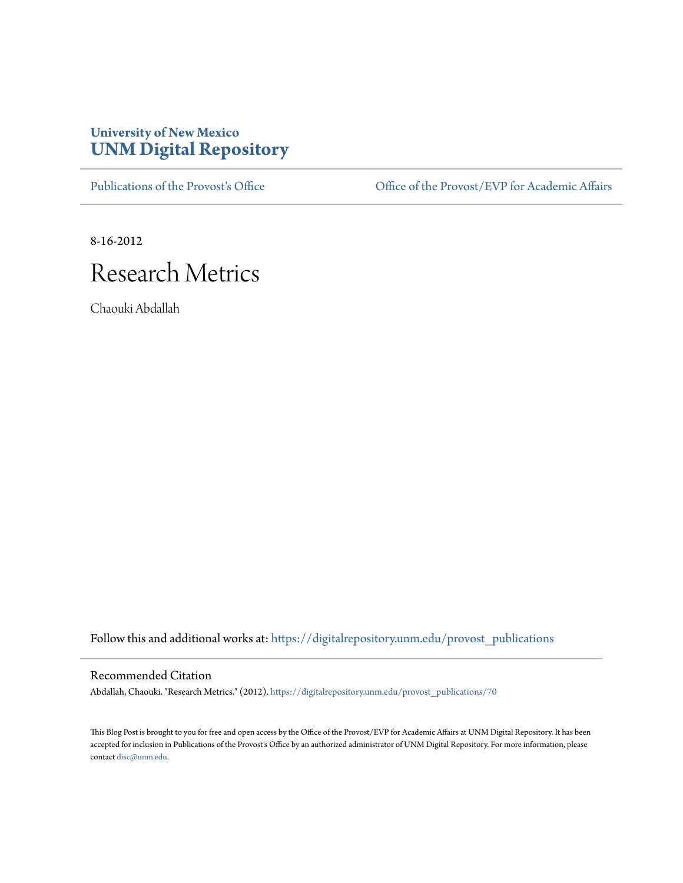University of New Mexico
# UNM Digital Repository

Publications of the Provost's Office | Office of the Provost/EVP for Academic Affairs

8-16-2012

## Research Metrics

Chaouki Abdallah

Follow this and additional works at: https://digitalrepository.unm.edu/provost_publications

### Recommended Citation

Abdallah, Chaouki. "Research Metrics." (2012). https://digitalrepository.unm.edu/provost_publications/70

This Blog Post is brought to you for free and open access by the Office of the Provost/EVP for Academic Affairs at UNM Digital Repository. It has been accepted for inclusion in Publications of the Provost's Office by an authorized administrator of UNM Digital Repository. For more information, please contact disc@unm.edu.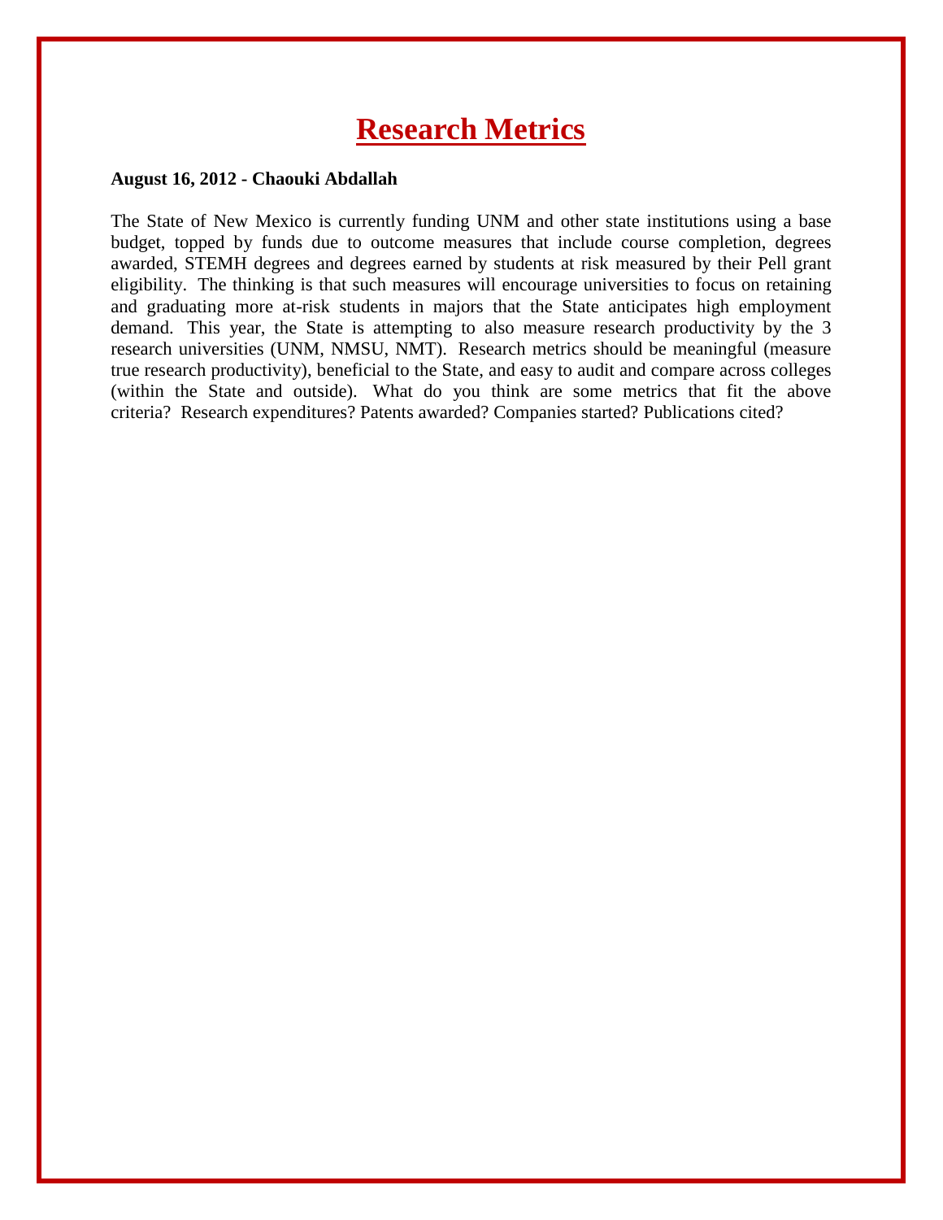# Research Metrics

**August 16, 2012 - Chaouki Abdallah**

The State of New Mexico is currently funding UNM and other state institutions using a base budget, topped by funds due to outcome measures that include course completion, degrees awarded, STEMH degrees and degrees earned by students at risk measured by their Pell grant eligibility. The thinking is that such measures will encourage universities to focus on retaining and graduating more at-risk students in majors that the State anticipates high employment demand. This year, the State is attempting to also measure research productivity by the 3 research universities (UNM, NMSU, NMT). Research metrics should be meaningful (measure true research productivity), beneficial to the State, and easy to audit and compare across colleges (within the State and outside). What do you think are some metrics that fit the above criteria? Research expenditures? Patents awarded? Companies started? Publications cited?